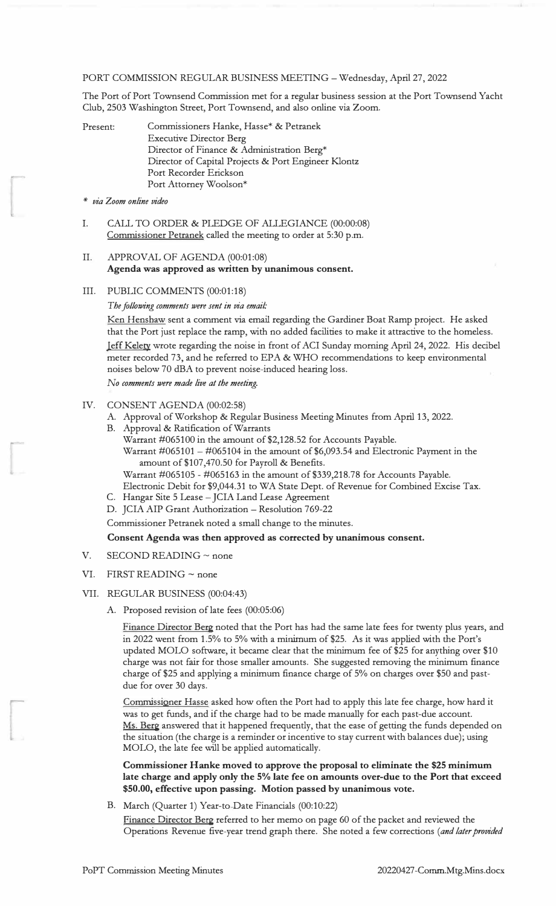PORT COMMISSION REGULAR BUSINESS MEETING – Wednesday, April 27, 2022

The Port of Port Townsend Commission met for a regular business session at the Port Townsend Yacht Club, 2503 Washington Street, Port Townsend, and also online via Zoom.

Present: Commissioners Hanke, Hasse* & Petranek
Executive Director Berg
Director of Finance & Administration Berg*
Director of Capital Projects & Port Engineer Klontz
Port Recorder Erickson
Port Attorney Woolson*

*\* via Zoom online video*

I. CALL TO ORDER & PLEDGE OF ALLEGIANCE (00:00:08)
Commissioner Petranek called the meeting to order at 5:30 p.m.

II. APPROVAL OF AGENDA (00:01:08)
**Agenda was approved as written by unanimous consent.**

III. PUBLIC COMMENTS (00:01:18)

*The following comments were sent in via email:*

Ken Henshaw sent a comment via email regarding the Gardiner Boat Ramp project. He asked that the Port just replace the ramp, with no added facilities to make it attractive to the homeless.

Jeff Kelety wrote regarding the noise in front of ACI Sunday morning April 24, 2022. His decibel meter recorded 73, and he referred to EPA & WHO recommendations to keep environmental noises below 70 dBA to prevent noise-induced hearing loss.

*No comments were made live at the meeting.*

IV. CONSENT AGENDA (00:02:58)

A. Approval of Workshop & Regular Business Meeting Minutes from April 13, 2022.

B. Approval & Ratification of Warrants
Warrant #065100 in the amount of $2,128.52 for Accounts Payable.
Warrant #065101 – #065104 in the amount of $6,093.54 and Electronic Payment in the amount of $107,470.50 for Payroll & Benefits.
Warrant #065105 - #065163 in the amount of $339,218.78 for Accounts Payable.
Electronic Debit for $9,044.31 to WA State Dept. of Revenue for Combined Excise Tax.

C. Hangar Site 5 Lease – JCIA Land Lease Agreement

D. JCIA AIP Grant Authorization – Resolution 769-22

Commissioner Petranek noted a small change to the minutes.

**Consent Agenda was then approved as corrected by unanimous consent.**

V. SECOND READING ~ none

VI. FIRST READING ~ none

VII. REGULAR BUSINESS (00:04:43)

A. Proposed revision of late fees (00:05:06)

Finance Director Berg noted that the Port has had the same late fees for twenty plus years, and in 2022 went from 1.5% to 5% with a minimum of $25. As it was applied with the Port's updated MOLO software, it became clear that the minimum fee of $25 for anything over $10 charge was not fair for those smaller amounts. She suggested removing the minimum finance charge of $25 and applying a minimum finance charge of 5% on charges over $50 and past-due for over 30 days.

Commissioner Hasse asked how often the Port had to apply this late fee charge, how hard it was to get funds, and if the charge had to be made manually for each past-due account. Ms. Berg answered that it happened frequently, that the ease of getting the funds depended on the situation (the charge is a reminder or incentive to stay current with balances due); using MOLO, the late fee will be applied automatically.

**Commissioner Hanke moved to approve the proposal to eliminate the $25 minimum late charge and apply only the 5% late fee on amounts over-due to the Port that exceed $50.00, effective upon passing. Motion passed by unanimous vote.**

B. March (Quarter 1) Year-to-Date Financials (00:10:22)

Finance Director Berg referred to her memo on page 60 of the packet and reviewed the Operations Revenue five-year trend graph there. She noted a few corrections (*and later provided*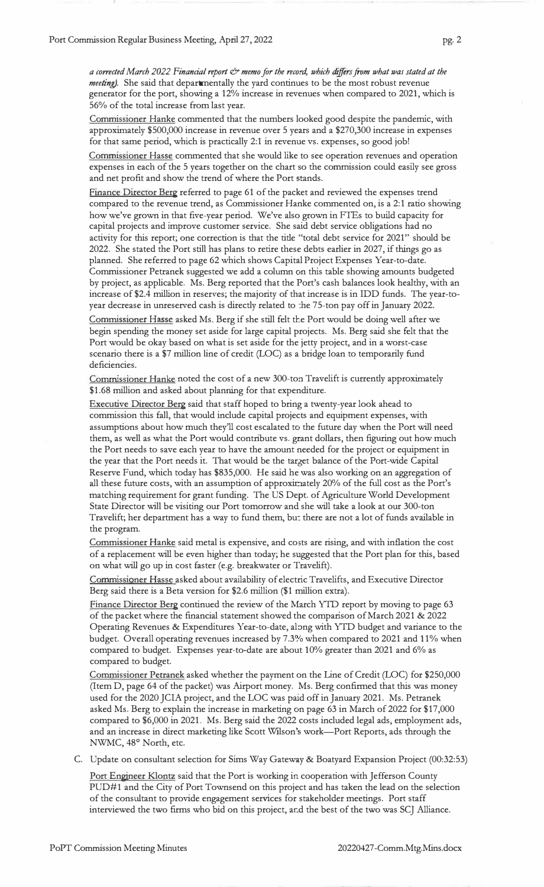*a corrected March 2022 Financial report & memo for the record, which differs from what was stated at the meeting).* She said that departmentally the yard continues to be the most robust revenue generator for the port, showing a 12% increase in revenues when compared to 2021, which is 56% of the total increase from last year.

Commissioner Hanke commented that the numbers looked good despite the pandemic, with approximately $500,000 increase in revenue over 5 years and a $270,300 increase in expenses for that same period, which is practically 2:1 in revenue vs. expenses, so good job!

Commissioner Hasse commented that she would like to see operation revenues and operation expenses in each of the 5 years together on the chart so the commission could easily see gross and net profit and show the trend of where the Port stands.

Finance Director Berg referred to page 61 of the packet and reviewed the expenses trend compared to the revenue trend, as Commissioner Hanke commented on, is a 2:1 ratio showing how we've grown in that five-year period. We've also grown in FTEs to build capacity for capital projects and improve customer service. She said debt service obligations had no activity for this report; one correction is that the title "total debt service for 2021" should be 2022. She stated the Port still has plans to retire these debts earlier in 2027, if things go as planned. She referred to page 62 which shows Capital Project Expenses Year-to-date. Commissioner Petranek suggested we add a column on this table showing amounts budgeted by project, as applicable. Ms. Berg reported that the Port's cash balances look healthy, with an increase of $2.4 million in reserves; the majority of that increase is in IDD funds. The year-to-year decrease in unreserved cash is directly related to the 75-ton pay off in January 2022.

Commissioner Hasse asked Ms. Berg if she still felt the Port would be doing well after we begin spending the money set aside for large capital projects. Ms. Berg said she felt that the Port would be okay based on what is set aside for the jetty project, and in a worst-case scenario there is a $7 million line of credit (LOC) as a bridge loan to temporarily fund deficiencies.

Commissioner Hanke noted the cost of a new 300-ton Travelift is currently approximately $1.68 million and asked about planning for that expenditure.

Executive Director Berg said that staff hoped to bring a twenty-year look ahead to commission this fall, that would include capital projects and equipment expenses, with assumptions about how much they'll cost escalated to the future day when the Port will need them, as well as what the Port would contribute vs. grant dollars, then figuring out how much the Port needs to save each year to have the amount needed for the project or equipment in the year that the Port needs it. That would be the target balance of the Port-wide Capital Reserve Fund, which today has $835,000. He said he was also working on an aggregation of all these future costs, with an assumption of approximately 20% of the full cost as the Port's matching requirement for grant funding. The US Dept. of Agriculture World Development State Director will be visiting our Port tomorrow and she will take a look at our 300-ton Travelift; her department has a way to fund them, but there are not a lot of funds available in the program.

Commissioner Hanke said metal is expensive, and costs are rising, and with inflation the cost of a replacement will be even higher than today; he suggested that the Port plan for this, based on what will go up in cost faster (e.g. breakwater or Travelift).

Commissioner Hasse asked about availability of electric Travelifts, and Executive Director Berg said there is a Beta version for $2.6 million ($1 million extra).

Finance Director Berg continued the review of the March YTD report by moving to page 63 of the packet where the financial statement showed the comparison of March 2021 & 2022 Operating Revenues & Expenditures Year-to-date, along with YTD budget and variance to the budget. Overall operating revenues increased by 7.3% when compared to 2021 and 11% when compared to budget. Expenses year-to-date are about 10% greater than 2021 and 6% as compared to budget.

Commissioner Petranek asked whether the payment on the Line of Credit (LOC) for $250,000 (Item D, page 64 of the packet) was Airport money. Ms. Berg confirmed that this was money used for the 2020 JCIA project, and the LOC was paid off in January 2021. Ms. Petranek asked Ms. Berg to explain the increase in marketing on page 63 in March of 2022 for $17,000 compared to $6,000 in 2021. Ms. Berg said the 2022 costs included legal ads, employment ads, and an increase in direct marketing like Scott Wilson's work—Port Reports, ads through the NWMC, 48° North, etc.

C. Update on consultant selection for Sims Way Gateway & Boatyard Expansion Project (00:32:53)

Port Engineer Klontz said that the Port is working in cooperation with Jefferson County PUD#1 and the City of Port Townsend on this project and has taken the lead on the selection of the consultant to provide engagement services for stakeholder meetings. Port staff interviewed the two firms who bid on this project, and the best of the two was SCJ Alliance.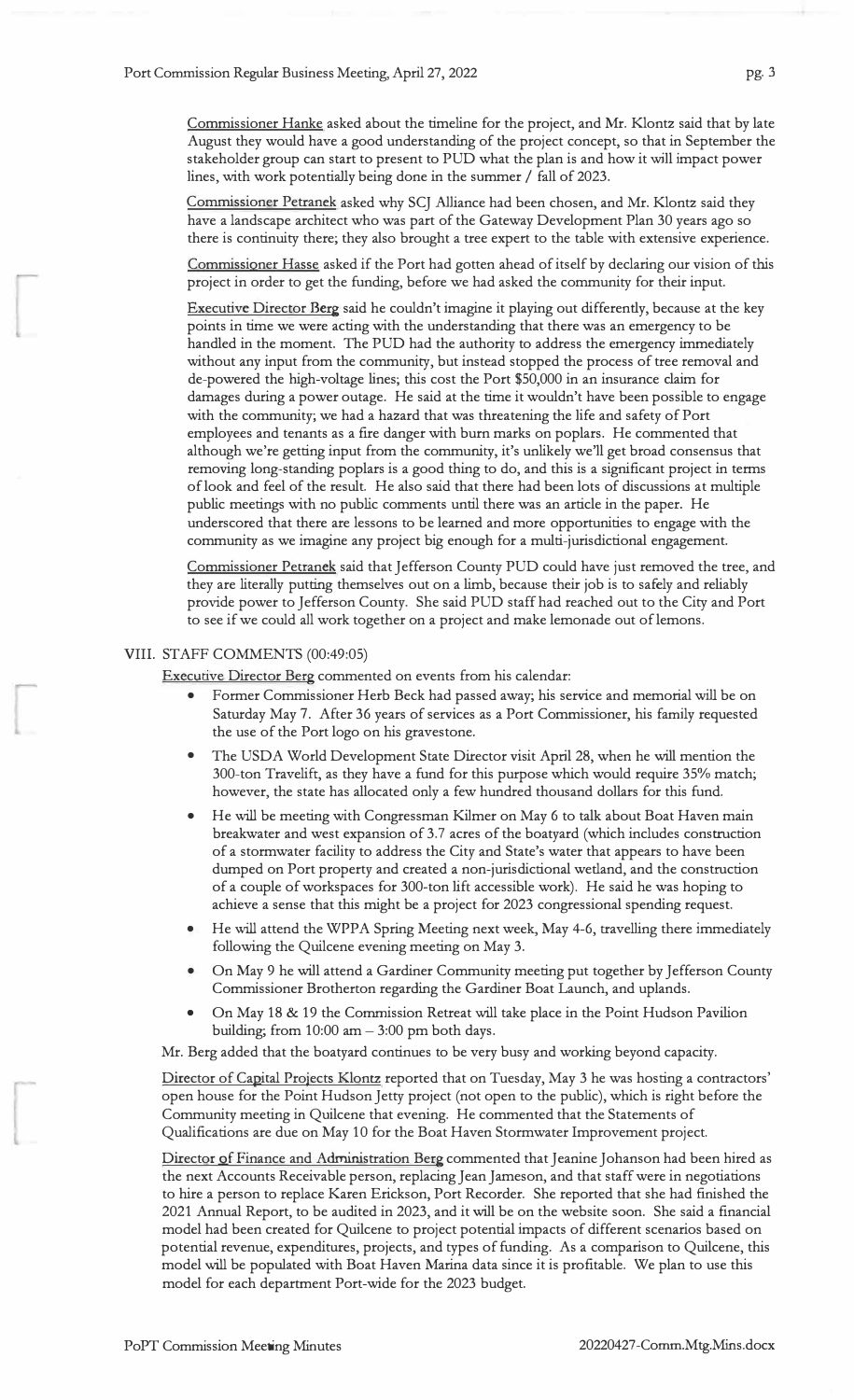Commissioner Hanke asked about the timeline for the project, and Mr. Klontz said that by late August they would have a good understanding of the project concept, so that in September the stakeholder group can start to present to PUD what the plan is and how it will impact power lines, with work potentially being done in the summer / fall of 2023.

Commissioner Petranek asked why SCJ Alliance had been chosen, and Mr. Klontz said they have a landscape architect who was part of the Gateway Development Plan 30 years ago so there is continuity there; they also brought a tree expert to the table with extensive experience.

Commissioner Hasse asked if the Port had gotten ahead of itself by declaring our vision of this project in order to get the funding, before we had asked the community for their input.

Executive Director Berg said he couldn't imagine it playing out differently, because at the key points in time we were acting with the understanding that there was an emergency to be handled in the moment. The PUD had the authority to address the emergency immediately without any input from the community, but instead stopped the process of tree removal and de-powered the high-voltage lines; this cost the Port $50,000 in an insurance claim for damages during a power outage. He said at the time it wouldn't have been possible to engage with the community; we had a hazard that was threatening the life and safety of Port employees and tenants as a fire danger with burn marks on poplars. He commented that although we're getting input from the community, it's unlikely we'll get broad consensus that removing long-standing poplars is a good thing to do, and this is a significant project in terms of look and feel of the result. He also said that there had been lots of discussions at multiple public meetings with no public comments until there was an article in the paper. He underscored that there are lessons to be learned and more opportunities to engage with the community as we imagine any project big enough for a multi-jurisdictional engagement.

Commissioner Petranek said that Jefferson County PUD could have just removed the tree, and they are literally putting themselves out on a limb, because their job is to safely and reliably provide power to Jefferson County. She said PUD staff had reached out to the City and Port to see if we could all work together on a project and make lemonade out of lemons.

## VIII. STAFF COMMENTS (00:49:05)

Executive Director Berg commented on events from his calendar:

- Former Commissioner Herb Beck had passed away; his service and memorial will be on Saturday May 7. After 36 years of services as a Port Commissioner, his family requested the use of the Port logo on his gravestone.
- The USDA World Development State Director visit April 28, when he will mention the 300-ton Travelift, as they have a fund for this purpose which would require 35% match; however, the state has allocated only a few hundred thousand dollars for this fund.
- He will be meeting with Congressman Kilmer on May 6 to talk about Boat Haven main breakwater and west expansion of 3.7 acres of the boatyard (which includes construction of a stormwater facility to address the City and State's water that appears to have been dumped on Port property and created a non-jurisdictional wetland, and the construction of a couple of workspaces for 300-ton lift accessible work). He said he was hoping to achieve a sense that this might be a project for 2023 congressional spending request.
- He will attend the WPPA Spring Meeting next week, May 4-6, travelling there immediately following the Quilcene evening meeting on May 3.
- On May 9 he will attend a Gardiner Community meeting put together by Jefferson County Commissioner Brotherton regarding the Gardiner Boat Launch, and uplands.
- On May 18 & 19 the Commission Retreat will take place in the Point Hudson Pavilion building; from 10:00 am – 3:00 pm both days.

Mr. Berg added that the boatyard continues to be very busy and working beyond capacity.

Director of Capital Projects Klontz reported that on Tuesday, May 3 he was hosting a contractors' open house for the Point Hudson Jetty project (not open to the public), which is right before the Community meeting in Quilcene that evening. He commented that the Statements of Qualifications are due on May 10 for the Boat Haven Stormwater Improvement project.

Director of Finance and Administration Berg commented that Jeanine Johanson had been hired as the next Accounts Receivable person, replacing Jean Jameson, and that staff were in negotiations to hire a person to replace Karen Erickson, Port Recorder. She reported that she had finished the 2021 Annual Report, to be audited in 2023, and it will be on the website soon. She said a financial model had been created for Quilcene to project potential impacts of different scenarios based on potential revenue, expenditures, projects, and types of funding. As a comparison to Quilcene, this model will be populated with Boat Haven Marina data since it is profitable. We plan to use this model for each department Port-wide for the 2023 budget.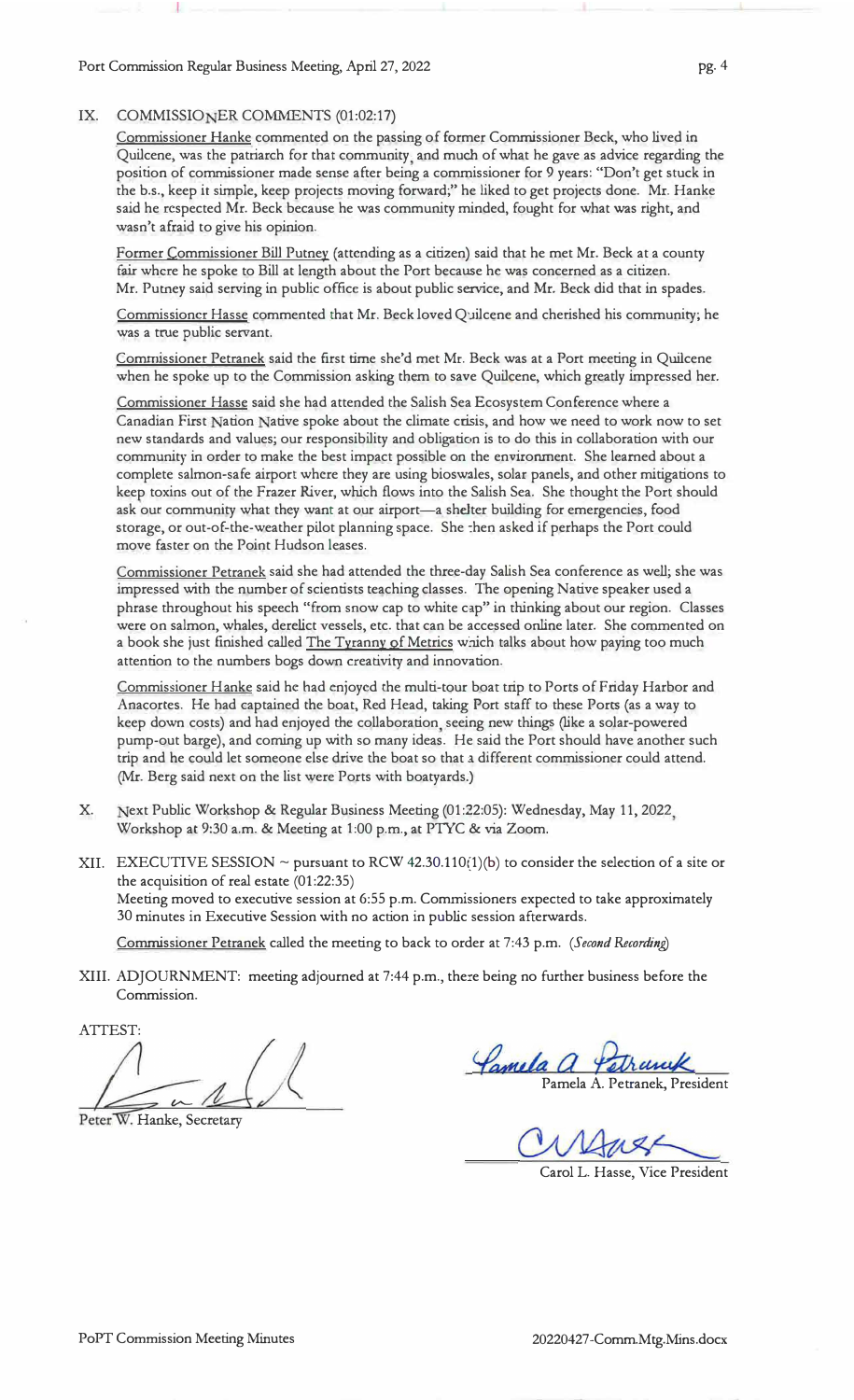IX. COMMISSIONER COMMENTS (01:02:17)

Commissioner Hanke commented on the passing of former Commissioner Beck, who lived in Quilcene, was the patriarch for that community, and much of what he gave as advice regarding the position of commissioner made sense after being a commissioner for 9 years: "Don't get stuck in the b.s., keep it simple, keep projects moving forward;" he liked to get projects done. Mr. Hanke said he respected Mr. Beck because he was community minded, fought for what was right, and wasn't afraid to give his opinion.

Former Commissioner Bill Putney (attending as a citizen) said that he met Mr. Beck at a county fair where he spoke to Bill at length about the Port because he was concerned as a citizen. Mr. Putney said serving in public office is about public service, and Mr. Beck did that in spades.

Commissioner Hasse commented that Mr. Beck loved Quilcene and cherished his community; he was a true public servant.

Commissioner Petranek said the first time she'd met Mr. Beck was at a Port meeting in Quilcene when he spoke up to the Commission asking them to save Quilcene, which greatly impressed her.

Commissioner Hasse said she had attended the Salish Sea Ecosystem Conference where a Canadian First Nation Native spoke about the climate crisis, and how we need to work now to set new standards and values; our responsibility and obligation is to do this in collaboration with our community in order to make the best impact possible on the environment. She learned about a complete salmon-safe airport where they are using bioswales, solar panels, and other mitigations to keep toxins out of the Frazer River, which flows into the Salish Sea. She thought the Port should ask our community what they want at our airport—a shelter building for emergencies, food storage, or out-of-the-weather pilot planning space. She then asked if perhaps the Port could move faster on the Point Hudson leases.

Commissioner Petranek said she had attended the three-day Salish Sea conference as well; she was impressed with the number of scientists teaching classes. The opening Native speaker used a phrase throughout his speech "from snow cap to white cap" in thinking about our region. Classes were on salmon, whales, derelict vessels, etc. that can be accessed online later. She commented on a book she just finished called The Tyranny of Metrics which talks about how paying too much attention to the numbers bogs down creativity and innovation.

Commissioner Hanke said he had enjoyed the multi-tour boat trip to Ports of Friday Harbor and Anacortes. He had captained the boat, Red Head, taking Port staff to these Ports (as a way to keep down costs) and had enjoyed the collaboration, seeing new things (like a solar-powered pump-out barge), and coming up with so many ideas. He said the Port should have another such trip and he could let someone else drive the boat so that a different commissioner could attend. (Mr. Berg said next on the list were Ports with boatyards.)

X. Next Public Workshop & Regular Business Meeting (01:22:05): Wednesday, May 11, 2022, Workshop at 9:30 a.m. & Meeting at 1:00 p.m., at PTYC & via Zoom.

XII. EXECUTIVE SESSION ~ pursuant to RCW 42.30.110(1)(b) to consider the selection of a site or the acquisition of real estate (01:22:35)
Meeting moved to executive session at 6:55 p.m. Commissioners expected to take approximately 30 minutes in Executive Session with no action in public session afterwards.

Commissioner Petranek called the meeting to back to order at 7:43 p.m. (*Second Recording*)

XIII. ADJOURNMENT: meeting adjourned at 7:44 p.m., there being no further business before the Commission.

ATTEST:

Peter W. Hanke, Secretary

Pamela A. Petranek, President

Carol L. Hasse, Vice President